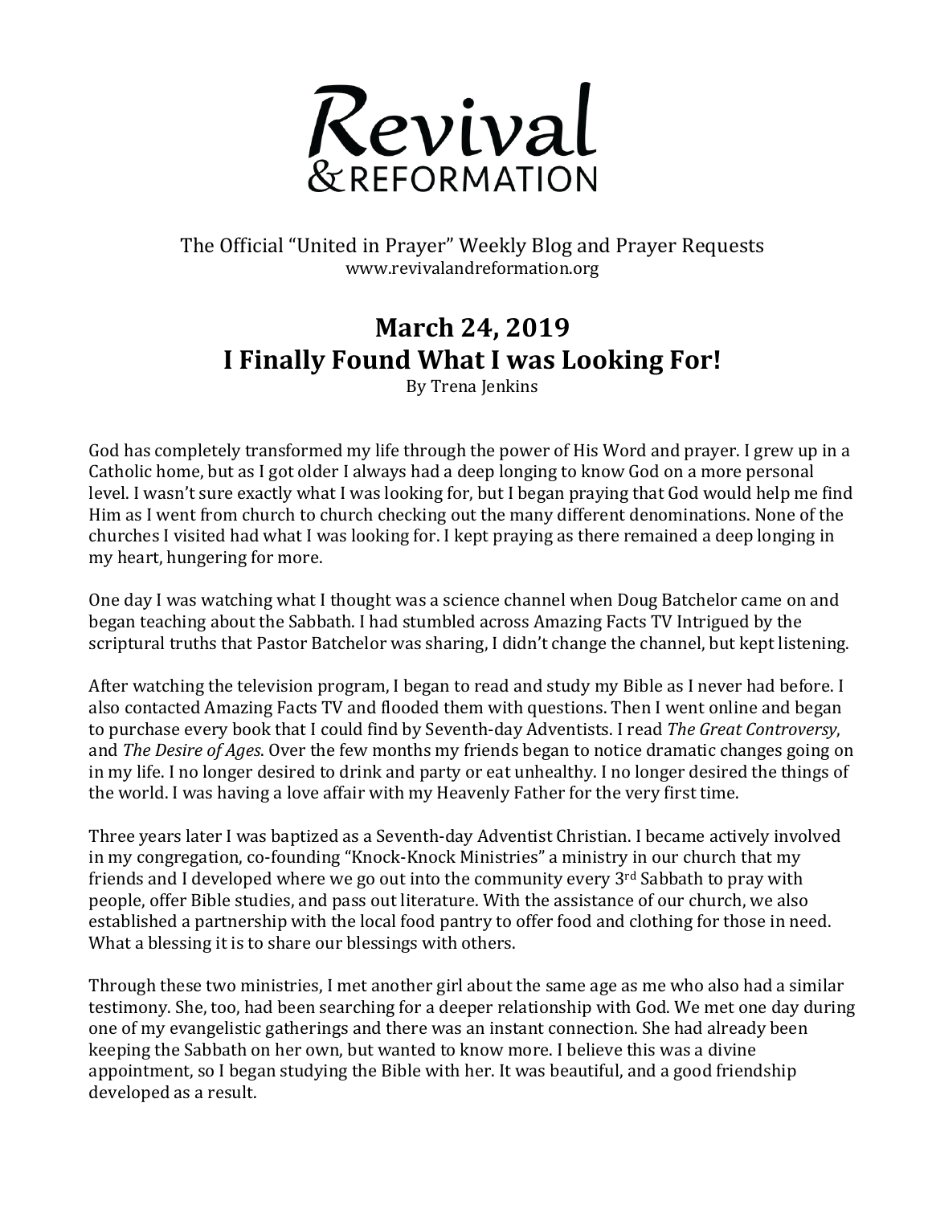# Revival & REFORMATION

The Official "United in Prayer" Weekly Blog and Prayer Requests
www.revivalandreformation.org

## March 24, 2019
## I Finally Found What I was Looking For!

By Trena Jenkins

God has completely transformed my life through the power of His Word and prayer. I grew up in a Catholic home, but as I got older I always had a deep longing to know God on a more personal level. I wasn't sure exactly what I was looking for, but I began praying that God would help me find Him as I went from church to church checking out the many different denominations. None of the churches I visited had what I was looking for. I kept praying as there remained a deep longing in my heart, hungering for more.

One day I was watching what I thought was a science channel when Doug Batchelor came on and began teaching about the Sabbath. I had stumbled across Amazing Facts TV Intrigued by the scriptural truths that Pastor Batchelor was sharing, I didn't change the channel, but kept listening.

After watching the television program, I began to read and study my Bible as I never had before. I also contacted Amazing Facts TV and flooded them with questions. Then I went online and began to purchase every book that I could find by Seventh-day Adventists. I read *The Great Controversy*, and *The Desire of Ages*. Over the few months my friends began to notice dramatic changes going on in my life. I no longer desired to drink and party or eat unhealthy. I no longer desired the things of the world. I was having a love affair with my Heavenly Father for the very first time.

Three years later I was baptized as a Seventh-day Adventist Christian. I became actively involved in my congregation, co-founding "Knock-Knock Ministries" a ministry in our church that my friends and I developed where we go out into the community every 3rd Sabbath to pray with people, offer Bible studies, and pass out literature. With the assistance of our church, we also established a partnership with the local food pantry to offer food and clothing for those in need. What a blessing it is to share our blessings with others.

Through these two ministries, I met another girl about the same age as me who also had a similar testimony. She, too, had been searching for a deeper relationship with God. We met one day during one of my evangelistic gatherings and there was an instant connection. She had already been keeping the Sabbath on her own, but wanted to know more. I believe this was a divine appointment, so I began studying the Bible with her. It was beautiful, and a good friendship developed as a result.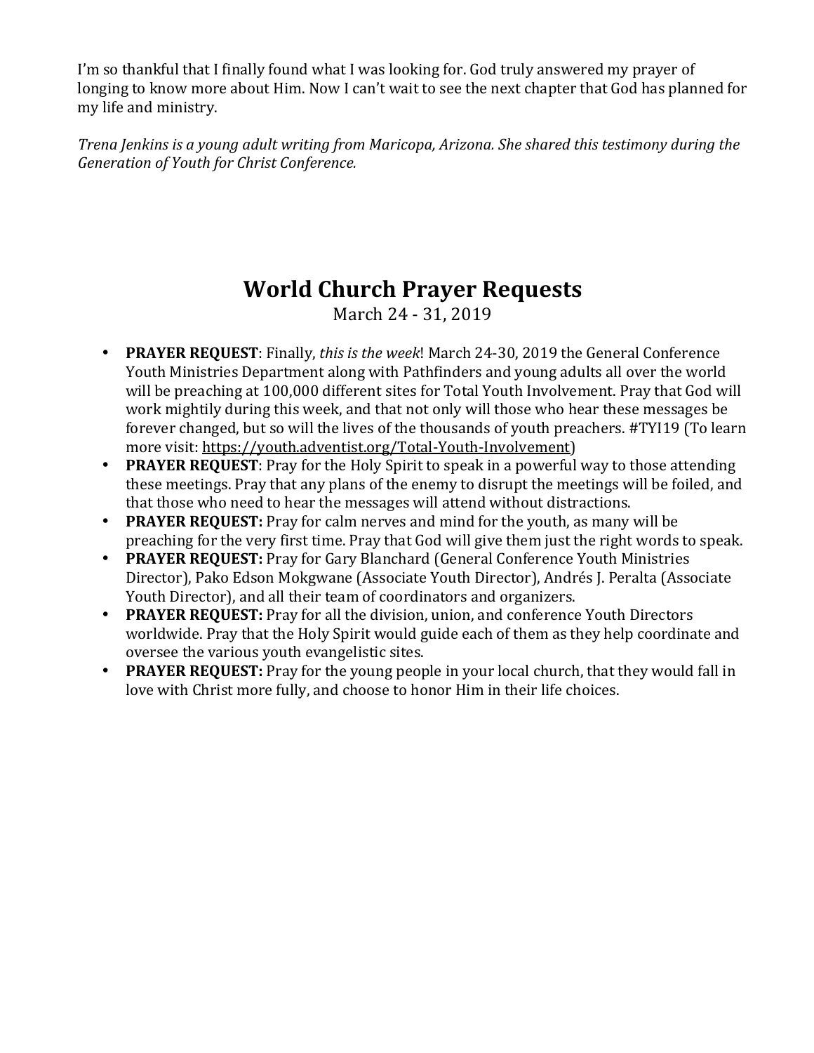I'm so thankful that I finally found what I was looking for. God truly answered my prayer of longing to know more about Him. Now I can't wait to see the next chapter that God has planned for my life and ministry.

*Trena Jenkins is a young adult writing from Maricopa, Arizona. She shared this testimony during the Generation of Youth for Christ Conference.*

## World Church Prayer Requests

March 24 - 31, 2019

- **PRAYER REQUEST**: Finally, *this is the week*! March 24-30, 2019 the General Conference Youth Ministries Department along with Pathfinders and young adults all over the world will be preaching at 100,000 different sites for Total Youth Involvement. Pray that God will work mightily during this week, and that not only will those who hear these messages be forever changed, but so will the lives of the thousands of youth preachers. #TYI19 (To learn more visit: https://youth.adventist.org/Total-Youth-Involvement)
- **PRAYER REQUEST**: Pray for the Holy Spirit to speak in a powerful way to those attending these meetings. Pray that any plans of the enemy to disrupt the meetings will be foiled, and that those who need to hear the messages will attend without distractions.
- **PRAYER REQUEST:** Pray for calm nerves and mind for the youth, as many will be preaching for the very first time. Pray that God will give them just the right words to speak.
- **PRAYER REQUEST:** Pray for Gary Blanchard (General Conference Youth Ministries Director), Pako Edson Mokgwane (Associate Youth Director), Andrés J. Peralta (Associate Youth Director), and all their team of coordinators and organizers.
- **PRAYER REQUEST:** Pray for all the division, union, and conference Youth Directors worldwide. Pray that the Holy Spirit would guide each of them as they help coordinate and oversee the various youth evangelistic sites.
- **PRAYER REQUEST:** Pray for the young people in your local church, that they would fall in love with Christ more fully, and choose to honor Him in their life choices.